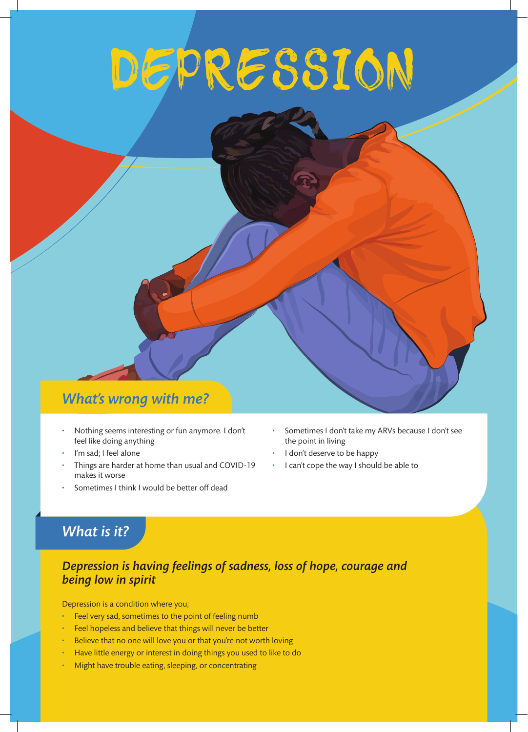# DEPRESSION

## What's wrong with me?

- Nothing seems interesting or fun anymore. I don't feel like doing anything
- I'm sad; I feel alone
- Things are harder at home than usual and COVID-19 makes it worse
- Sometimes I think I would be better off dead
- Sometimes I don't take my ARVs because I don't see the point in living
- I don't deserve to be happy
- I can't cope the way I should be able to

## What is it?

### *Depression is having feelings of sadness, loss of hope, courage and being low in spirit*

Depression is a condition where you;

- Feel very sad, sometimes to the point of feeling numb
- Feel hopeless and believe that things will never be better
- Believe that no one will love you or that you're not worth loving
- Have little energy or interest in doing things you used to like to do
- Might have trouble eating, sleeping, or concentrating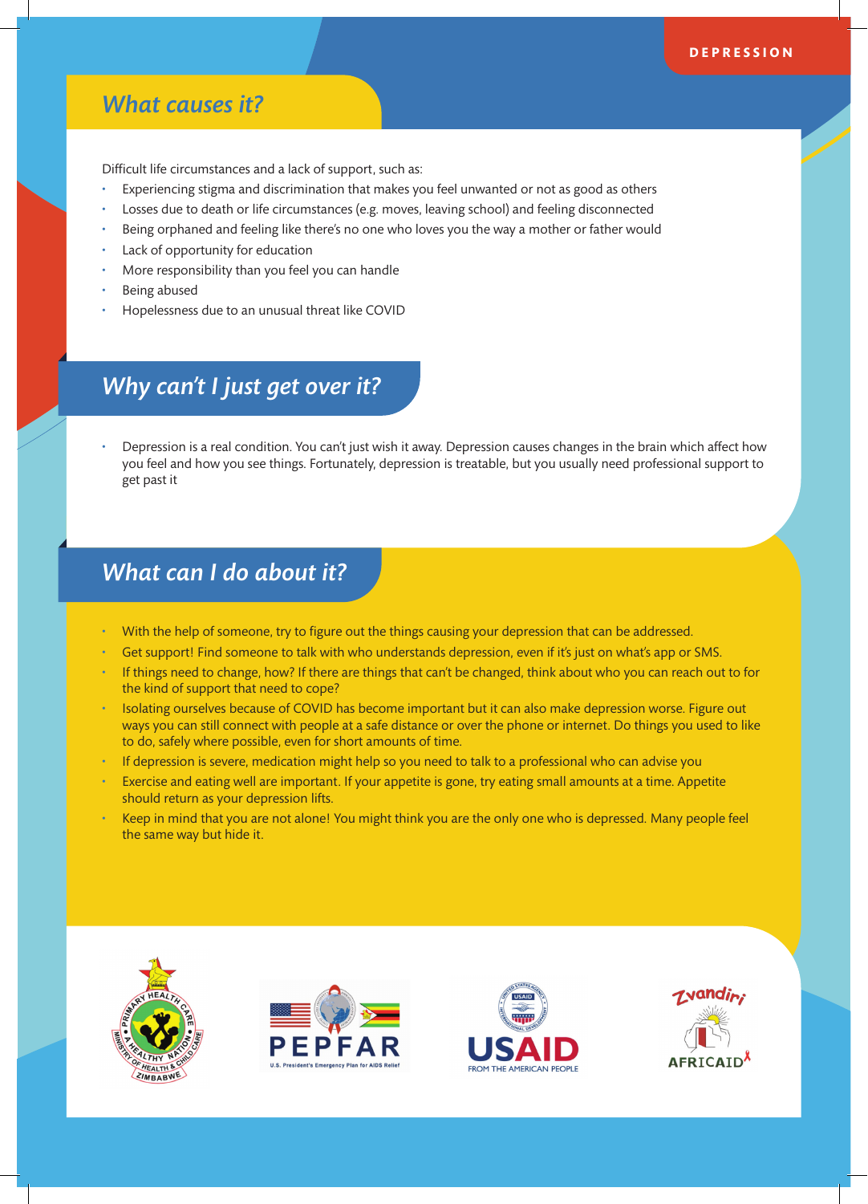DEPRESSION

## *What causes it?*

Difficult life circumstances and a lack of support, such as:

- Experiencing stigma and discrimination that makes you feel unwanted or not as good as others
- Losses due to death or life circumstances (e.g. moves, leaving school) and feeling disconnected
- Being orphaned and feeling like there's no one who loves you the way a mother or father would
- Lack of opportunity for education
- More responsibility than you feel you can handle
- Being abused
- Hopelessness due to an unusual threat like COVID

## *Why can't I just get over it?*

- Depression is a real condition. You can't just wish it away. Depression causes changes in the brain which affect how you feel and how you see things. Fortunately, depression is treatable, but you usually need professional support to get past it

## *What can I do about it?*

- With the help of someone, try to figure out the things causing your depression that can be addressed.
- Get support! Find someone to talk with who understands depression, even if it's just on what's app or SMS.
- If things need to change, how? If there are things that can't be changed, think about who you can reach out to for the kind of support that need to cope?
- Isolating ourselves because of COVID has become important but it can also make depression worse. Figure out ways you can still connect with people at a safe distance or over the phone or internet. Do things you used to like to do, safely where possible, even for short amounts of time.
- If depression is severe, medication might help so you need to talk to a professional who can advise you
- Exercise and eating well are important. If your appetite is gone, try eating small amounts at a time. Appetite should return as your depression lifts.
- Keep in mind that you are not alone! You might think you are the only one who is depressed. Many people feel the same way but hide it.

PRIMARY HEALTH CARE – A HEALTHY NATION – MINISTRY OF HEALTH & CHILD CARE ZIMBABWE

PEPFAR – U.S. President's Emergency Plan for AIDS Relief

USAID – FROM THE AMERICAN PEOPLE

Zvandiri – AFRICAID